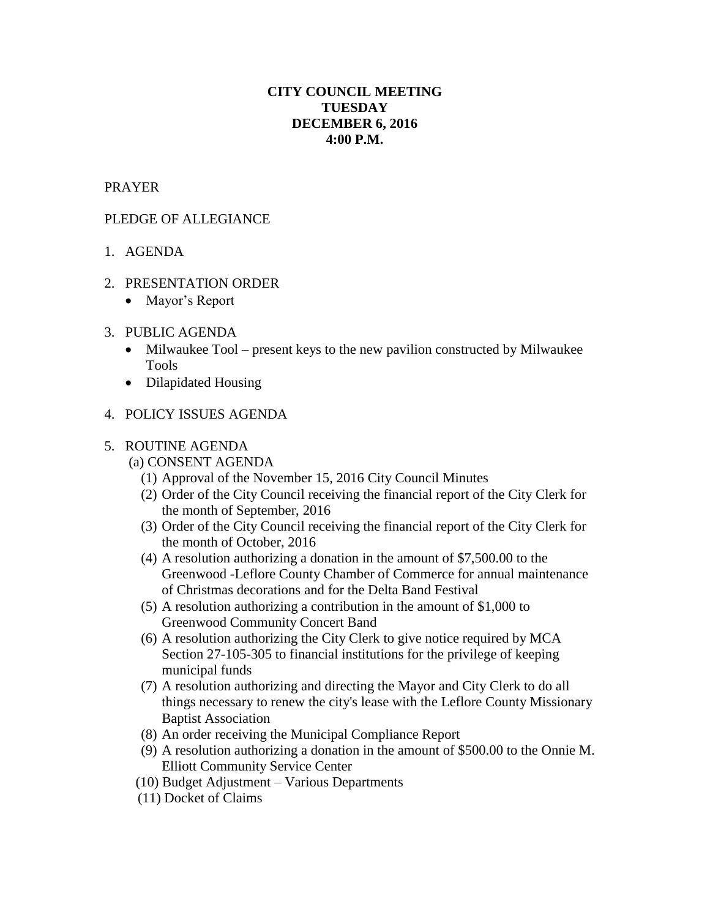**CITY COUNCIL MEETING**
**TUESDAY**
**DECEMBER 6, 2016**
**4:00 P.M.**

PRAYER

PLEDGE OF ALLEGIANCE

1. AGENDA

2. PRESENTATION ORDER
   - Mayor's Report

3. PUBLIC AGENDA
   - Milwaukee Tool – present keys to the new pavilion constructed by Milwaukee Tools
   - Dilapidated Housing

4. POLICY ISSUES AGENDA

5. ROUTINE AGENDA

   (a) CONSENT AGENDA

   (1) Approval of the November 15, 2016 City Council Minutes
   
   (2) Order of the City Council receiving the financial report of the City Clerk for the month of September, 2016
   
   (3) Order of the City Council receiving the financial report of the City Clerk for the month of October, 2016
   
   (4) A resolution authorizing a donation in the amount of $7,500.00 to the Greenwood -Leflore County Chamber of Commerce for annual maintenance of Christmas decorations and for the Delta Band Festival
   
   (5) A resolution authorizing a contribution in the amount of $1,000 to Greenwood Community Concert Band
   
   (6) A resolution authorizing the City Clerk to give notice required by MCA Section 27-105-305 to financial institutions for the privilege of keeping municipal funds
   
   (7) A resolution authorizing and directing the Mayor and City Clerk to do all things necessary to renew the city's lease with the Leflore County Missionary Baptist Association
   
   (8) An order receiving the Municipal Compliance Report
   
   (9) A resolution authorizing a donation in the amount of $500.00 to the Onnie M. Elliott Community Service Center
   
   (10) Budget Adjustment – Various Departments
   
   (11) Docket of Claims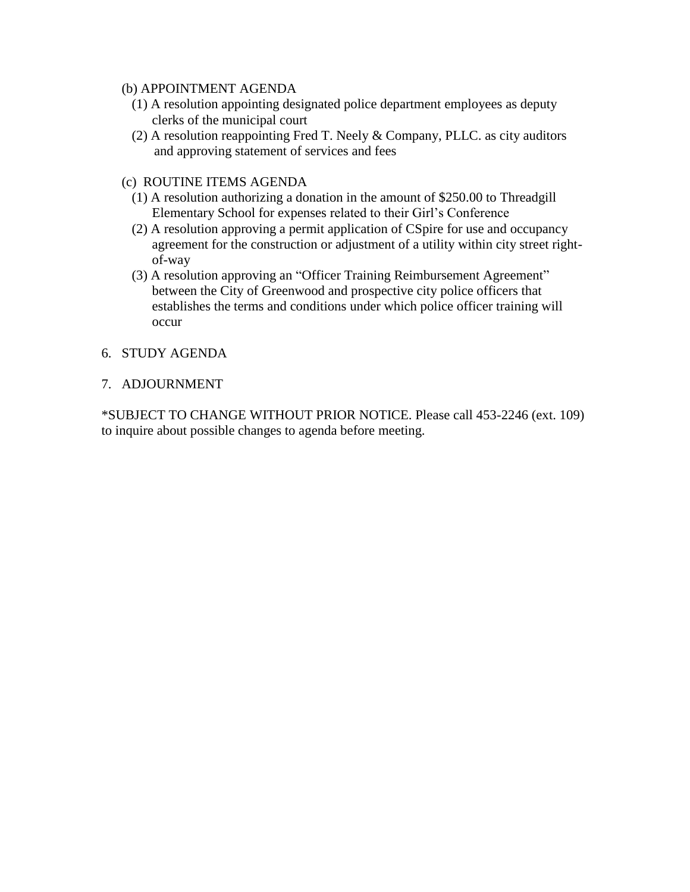(b) APPOINTMENT AGENDA

(1) A resolution appointing designated police department employees as deputy clerks of the municipal court

(2) A resolution reappointing Fred T. Neely & Company, PLLC. as city auditors and approving statement of services and fees

(c) ROUTINE ITEMS AGENDA

(1) A resolution authorizing a donation in the amount of $250.00 to Threadgill Elementary School for expenses related to their Girl's Conference

(2) A resolution approving a permit application of CSpire for use and occupancy agreement for the construction or adjustment of a utility within city street right-of-way

(3) A resolution approving an "Officer Training Reimbursement Agreement" between the City of Greenwood and prospective city police officers that establishes the terms and conditions under which police officer training will occur

6. STUDY AGENDA

7. ADJOURNMENT

*SUBJECT TO CHANGE WITHOUT PRIOR NOTICE. Please call 453-2246 (ext. 109) to inquire about possible changes to agenda before meeting.